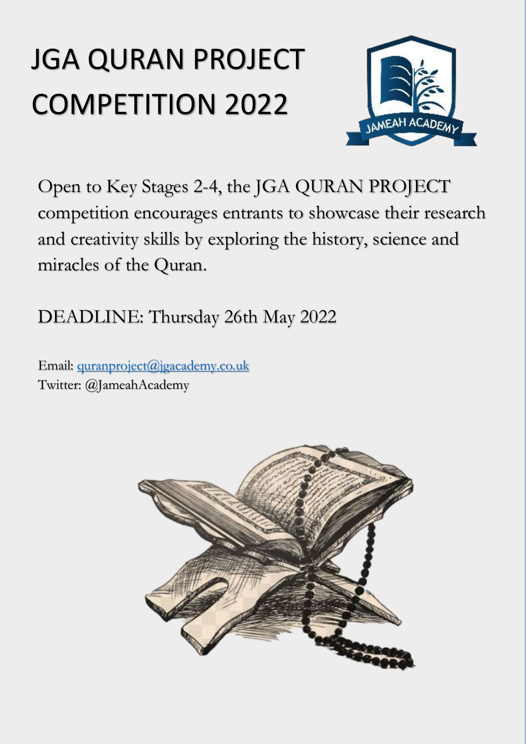# JGA QURAN PROJECT COMPETITION 2022

Open to Key Stages 2-4, the JGA QURAN PROJECT competition encourages entrants to showcase their research and creativity skills by exploring the history, science and miracles of the Quran.

DEADLINE: Thursday 26th May 2022

Email: quranproject@jgacademy.co.uk
Twitter: @JameahAcademy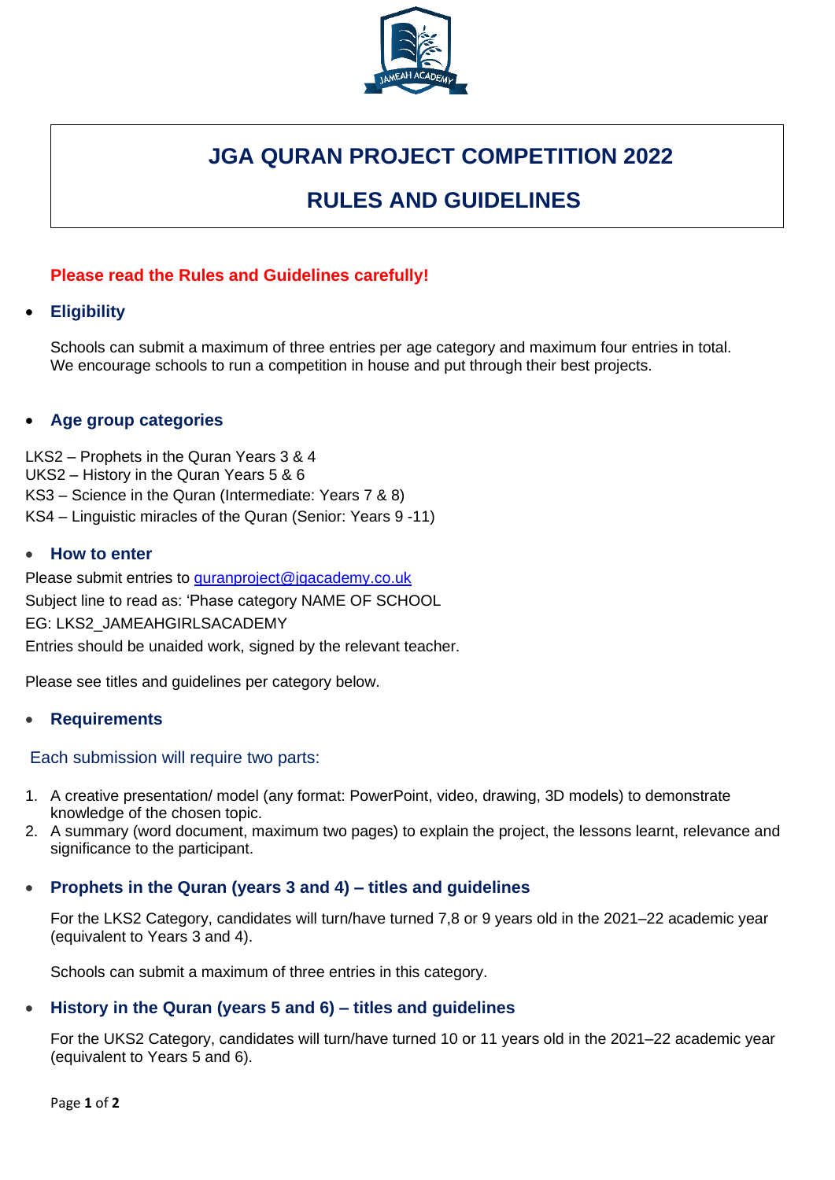# JGA QURAN PROJECT COMPETITION 2022

# RULES AND GUIDELINES

**Please read the Rules and Guidelines carefully!**

- ## Eligibility

  Schools can submit a maximum of three entries per age category and maximum four entries in total. We encourage schools to run a competition in house and put through their best projects.

- ## Age group categories

LKS2 – Prophets in the Quran Years 3 & 4
UKS2 – History in the Quran Years 5 & 6
KS3 – Science in the Quran (Intermediate: Years 7 & 8)
KS4 – Linguistic miracles of the Quran (Senior: Years 9 -11)

- ## How to enter

Please submit entries to quranproject@jgacademy.co.uk
Subject line to read as: 'Phase category NAME OF SCHOOL
EG: LKS2_JAMEAHGIRLSACADEMY
Entries should be unaided work, signed by the relevant teacher.

Please see titles and guidelines per category below.

- ## Requirements

Each submission will require two parts:

1. A creative presentation/ model (any format: PowerPoint, video, drawing, 3D models) to demonstrate knowledge of the chosen topic.
2. A summary (word document, maximum two pages) to explain the project, the lessons learnt, relevance and significance to the participant.

- ## Prophets in the Quran (years 3 and 4) – titles and guidelines

  For the LKS2 Category, candidates will turn/have turned 7,8 or 9 years old in the 2021–22 academic year (equivalent to Years 3 and 4).

  Schools can submit a maximum of three entries in this category.

- ## History in the Quran (years 5 and 6) – titles and guidelines

  For the UKS2 Category, candidates will turn/have turned 10 or 11 years old in the 2021–22 academic year (equivalent to Years 5 and 6).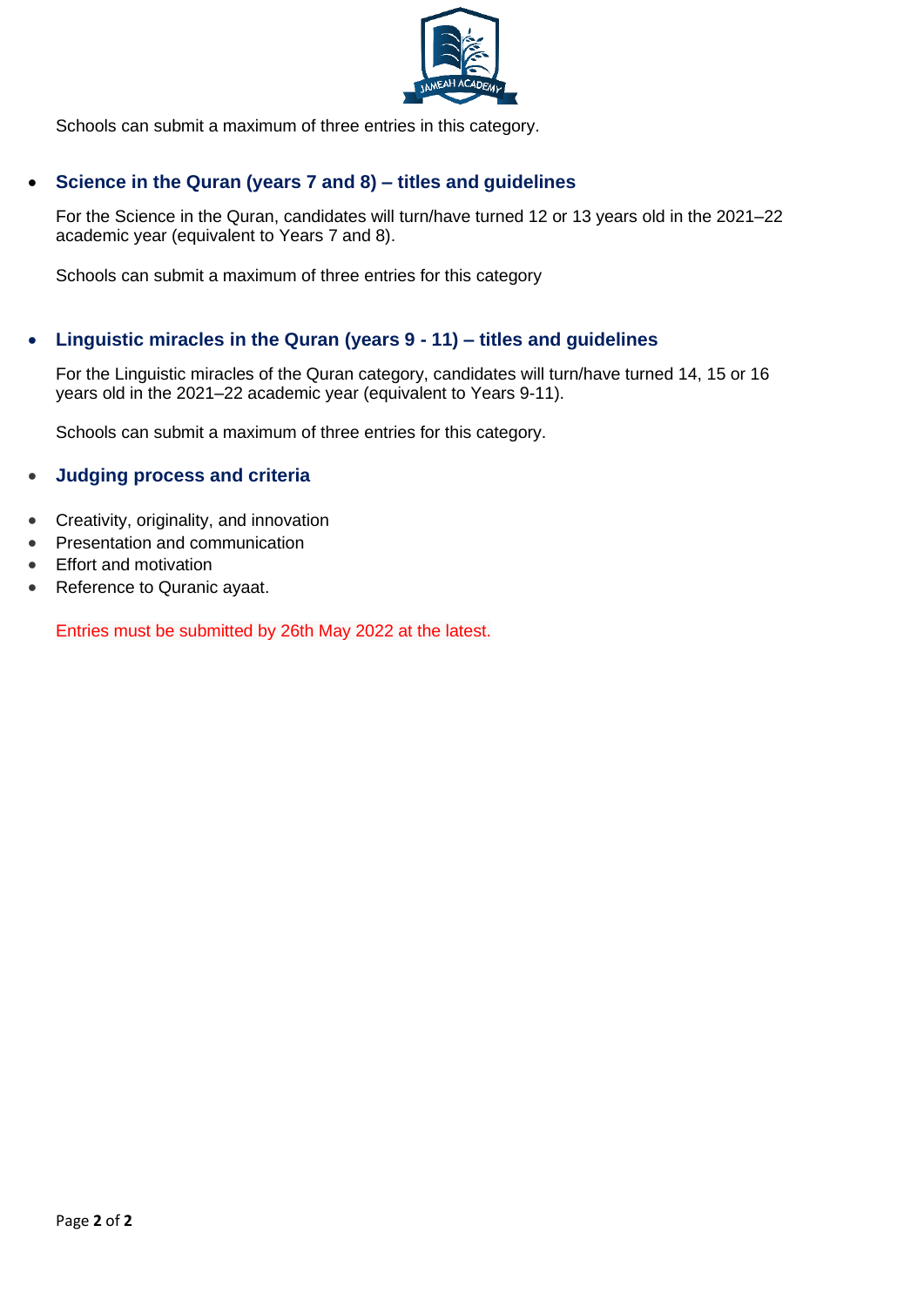Schools can submit a maximum of three entries in this category.

- **Science in the Quran (years 7 and 8) – titles and guidelines**

  For the Science in the Quran, candidates will turn/have turned 12 or 13 years old in the 2021–22 academic year (equivalent to Years 7 and 8).

  Schools can submit a maximum of three entries for this category

- **Linguistic miracles in the Quran (years 9 - 11) – titles and guidelines**

  For the Linguistic miracles of the Quran category, candidates will turn/have turned 14, 15 or 16 years old in the 2021–22 academic year (equivalent to Years 9-11).

  Schools can submit a maximum of three entries for this category.

- **Judging process and criteria**

- Creativity, originality, and innovation
- Presentation and communication
- Effort and motivation
- Reference to Quranic ayaat.

Entries must be submitted by 26th May 2022 at the latest.